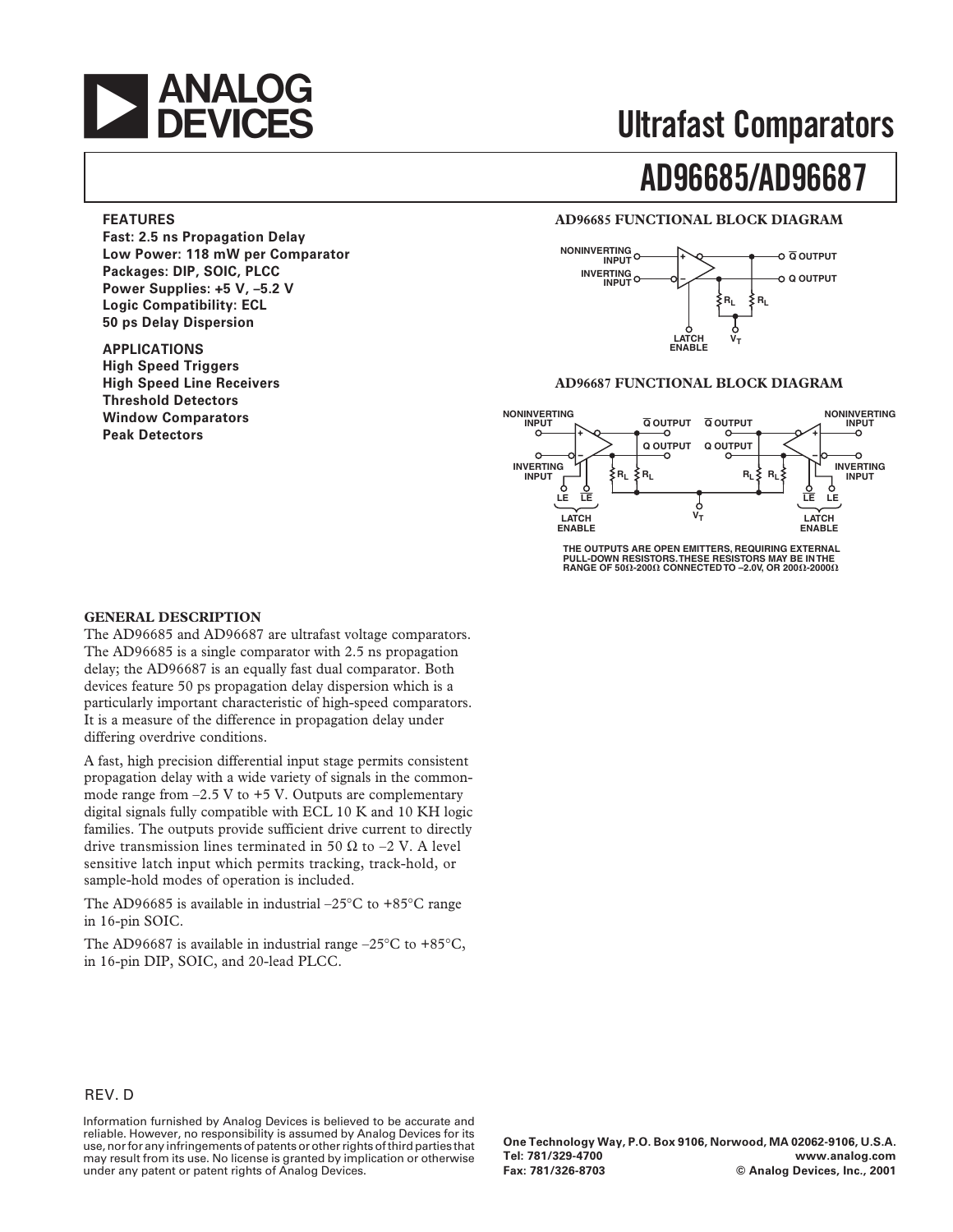# ANALOG DEVICES

# Ultrafast Comparators

# AD96685/AD96687

## FEATURES

**Fast: 2.5 ns Propagation Delay**
**Low Power: 118 mW per Comparator**
**Packages: DIP, SOIC, PLCC**
**Power Supplies: +5 V, –5.2 V**
**Logic Compatibility: ECL**
**50 ps Delay Dispersion**

## APPLICATIONS

**High Speed Triggers**
**High Speed Line Receivers**
**Threshold Detectors**
**Window Comparators**
**Peak Detectors**

### AD96685 FUNCTIONAL BLOCK DIAGRAM

### AD96687 FUNCTIONAL BLOCK DIAGRAM

THE OUTPUTS ARE OPEN EMITTERS, REQUIRING EXTERNAL PULL-DOWN RESISTORS. THESE RESISTORS MAY BE IN THE RANGE OF 50Ω-200Ω CONNECTED TO –2.0V, OR 200Ω-2000Ω

## GENERAL DESCRIPTION

The AD96685 and AD96687 are ultrafast voltage comparators. The AD96685 is a single comparator with 2.5 ns propagation delay; the AD96687 is an equally fast dual comparator. Both devices feature 50 ps propagation delay dispersion which is a particularly important characteristic of high-speed comparators. It is a measure of the difference in propagation delay under differing overdrive conditions.

A fast, high precision differential input stage permits consistent propagation delay with a wide variety of signals in the common-mode range from –2.5 V to +5 V. Outputs are complementary digital signals fully compatible with ECL 10 K and 10 KH logic families. The outputs provide sufficient drive current to directly drive transmission lines terminated in 50 Ω to –2 V. A level sensitive latch input which permits tracking, track-hold, or sample-hold modes of operation is included.

The AD96685 is available in industrial –25°C to +85°C range in 16-pin SOIC.

The AD96687 is available in industrial range –25°C to +85°C, in 16-pin DIP, SOIC, and 20-lead PLCC.

REV. D

Information furnished by Analog Devices is believed to be accurate and reliable. However, no responsibility is assumed by Analog Devices for its use, nor for any infringements of patents or other rights of third parties that may result from its use. No license is granted by implication or otherwise under any patent or patent rights of Analog Devices.

One Technology Way, P.O. Box 9106, Norwood, MA 02062-9106, U.S.A.
Tel: 781/329-4700 www.analog.com
Fax: 781/326-8703 © Analog Devices, Inc., 2001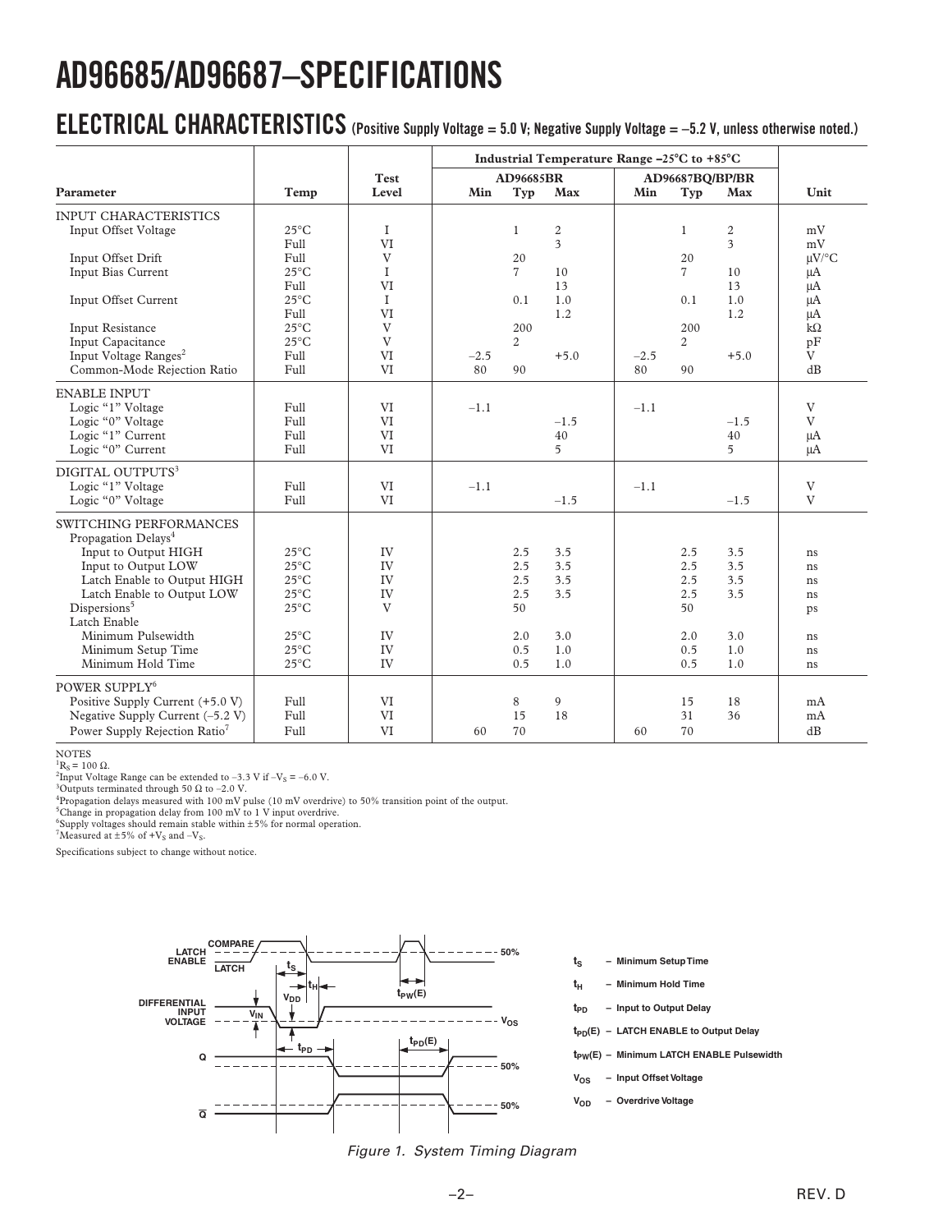# AD96685/AD96687–SPECIFICATIONS

## ELECTRICAL CHARACTERISTICS (Positive Supply Voltage = 5.0 V; Negative Supply Voltage = –5.2 V, unless otherwise noted.)

| Parameter | Temp | Test Level | Industrial Temperature Range –25°C to +85°C | | | | | | Unit |
|---|---|---|---|---|---|---|---|---|---|
| | | | AD96685BR | | | AD96687BQ/BP/BR | | | |
| | | | Min | Typ | Max | Min | Typ | Max | |
| **INPUT CHARACTERISTICS** | | | | | | | | | |
| Input Offset Voltage | 25°C | I | | 1 | 2 | | 1 | 2 | mV |
| | Full | VI | | | 3 | | | 3 | mV |
| Input Offset Drift | Full | V | | 20 | | | 20 | | µV/°C |
| Input Bias Current | 25°C | I | | 7 | 10 | | 7 | 10 | µA |
| | Full | VI | | | 13 | | | 13 | µA |
| Input Offset Current | 25°C | I | | 0.1 | 1.0 | | 0.1 | 1.0 | µA |
| | Full | VI | | | 1.2 | | | 1.2 | µA |
| Input Resistance | 25°C | V | | 200 | | | 200 | | kΩ |
| Input Capacitance | 25°C | V | | 2 | | | 2 | | pF |
| Input Voltage Ranges[2] | Full | VI | –2.5 | | +5.0 | –2.5 | | +5.0 | V |
| Common-Mode Rejection Ratio | Full | VI | 80 | 90 | | 80 | 90 | | dB |
| **ENABLE INPUT** | | | | | | | | | |
| Logic "1" Voltage | Full | VI | –1.1 | | | –1.1 | | | V |
| Logic "0" Voltage | Full | VI | | | –1.5 | | | –1.5 | V |
| Logic "1" Current | Full | VI | | | 40 | | | 40 | µA |
| Logic "0" Current | Full | VI | | | 5 | | | 5 | µA |
| **DIGITAL OUTPUTS[3]** | | | | | | | | | |
| Logic "1" Voltage | Full | VI | –1.1 | | | –1.1 | | | V |
| Logic "0" Voltage | Full | VI | | | –1.5 | | | –1.5 | V |
| **SWITCHING PERFORMANCES** | | | | | | | | | |
| Propagation Delays[4] | | | | | | | | | |
| Input to Output HIGH | 25°C | IV | | 2.5 | 3.5 | | 2.5 | 3.5 | ns |
| Input to Output LOW | 25°C | IV | | 2.5 | 3.5 | | 2.5 | 3.5 | ns |
| Latch Enable to Output HIGH | 25°C | IV | | 2.5 | 3.5 | | 2.5 | 3.5 | ns |
| Latch Enable to Output LOW | 25°C | IV | | 2.5 | 3.5 | | 2.5 | 3.5 | ns |
| Dispersions[5] | 25°C | V | | 50 | | | 50 | | ps |
| Latch Enable | | | | | | | | | |
| Minimum Pulsewidth | 25°C | IV | | 2.0 | 3.0 | | 2.0 | 3.0 | ns |
| Minimum Setup Time | 25°C | IV | | 0.5 | 1.0 | | 0.5 | 1.0 | ns |
| Minimum Hold Time | 25°C | IV | | 0.5 | 1.0 | | 0.5 | 1.0 | ns |
| **POWER SUPPLY[6]** | | | | | | | | | |
| Positive Supply Current (+5.0 V) | Full | VI | | 8 | 9 | | 15 | 18 | mA |
| Negative Supply Current (–5.2 V) | Full | VI | | 15 | 18 | | 31 | 36 | mA |
| Power Supply Rejection Ratio[7] | Full | VI | 60 | 70 | | 60 | 70 | | dB |

NOTES

[1] $R_S = 100\ \Omega$.

[2] Input Voltage Range can be extended to –3.3 V if $-V_S$ = –6.0 V.

[3] Outputs terminated through 50 Ω to –2.0 V.

[4] Propagation delays measured with 100 mV pulse (10 mV overdrive) to 50% transition point of the output.

[5] Change in propagation delay from 100 mV to 1 V input overdrive.

[6] Supply voltages should remain stable within ±5% for normal operation.

[7] Measured at ±5% of $+V_S$ and $-V_S$.

Specifications subject to change without notice.

$t_S$ – Minimum Setup Time

$t_H$ – Minimum Hold Time

$t_{PD}$ – Input to Output Delay

$t_{PD}(E)$ – LATCH ENABLE to Output Delay

$t_{PW}(E)$ – Minimum LATCH ENABLE Pulsewidth

$V_{OS}$ – Input Offset Voltage

$V_{OD}$ – Overdrive Voltage

*Figure 1. System Timing Diagram*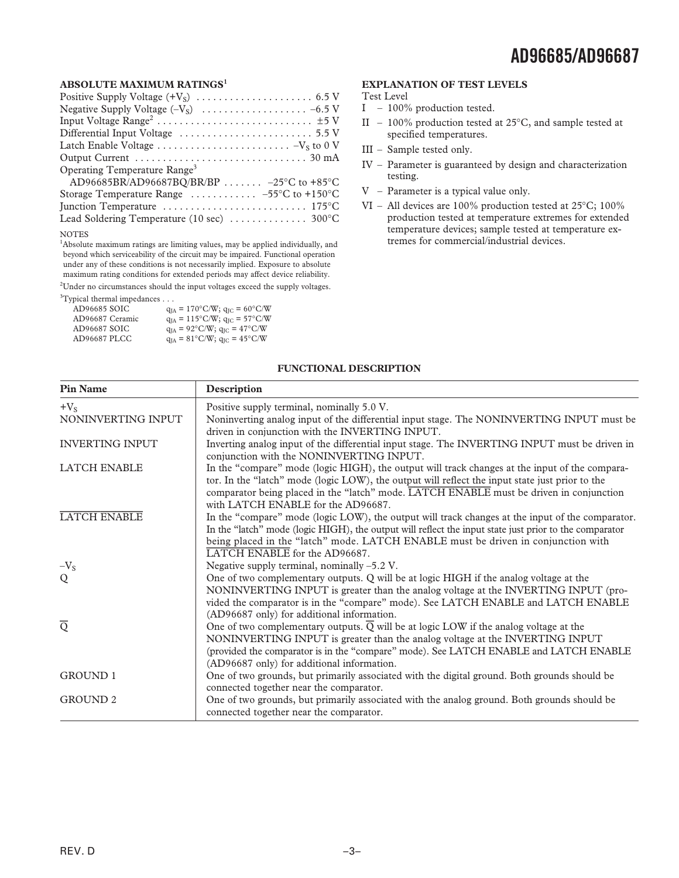## ABSOLUTE MAXIMUM RATINGS[1]

Positive Supply Voltage ($+V_S$) . . . . . . . . . . . . . . . . . . . . 6.5 V
Negative Supply Voltage ($–V_S$) . . . . . . . . . . . . . . . . . . –6.5 V
Input Voltage Range[2] . . . . . . . . . . . . . . . . . . . . . . . . . . . ±5 V
Differential Input Voltage . . . . . . . . . . . . . . . . . . . . . . . 5.5 V
Latch Enable Voltage . . . . . . . . . . . . . . . . . . . . . . . $–V_S$ to 0 V
Output Current . . . . . . . . . . . . . . . . . . . . . . . . . . . . . . 30 mA
Operating Temperature Range[3]
  AD96685BR/AD96687BQ/BR/BP . . . . . . . –25°C to +85°C
Storage Temperature Range . . . . . . . . . . . –55°C to +150°C
Junction Temperature . . . . . . . . . . . . . . . . . . . . . . . . . 175°C
Lead Soldering Temperature (10 sec) . . . . . . . . . . . . . 300°C

NOTES

[1]Absolute maximum ratings are limiting values, may be applied individually, and beyond which serviceability of the circuit may be impaired. Functional operation under any of these conditions is not necessarily implied. Exposure to absolute maximum rating conditions for extended periods may affect device reliability.

[2]Under no circumstances should the input voltages exceed the supply voltages.

[3]Typical thermal impedances . . .

| | |
|---|---|
| AD96685 SOIC | $θ_{JA}$ = 170°C/W; $θ_{JC}$ = 60°C/W |
| AD96687 Ceramic | $θ_{JA}$ = 115°C/W; $θ_{JC}$ = 57°C/W |
| AD96687 SOIC | $θ_{JA}$ = 92°C/W; $θ_{JC}$ = 47°C/W |
| AD96687 PLCC | $θ_{JA}$ = 81°C/W; $θ_{JC}$ = 45°C/W |

## EXPLANATION OF TEST LEVELS

Test Level

- I – 100% production tested.
- II – 100% production tested at 25°C, and sample tested at specified temperatures.
- III – Sample tested only.
- IV – Parameter is guaranteed by design and characterization testing.
- V – Parameter is a typical value only.
- VI – All devices are 100% production tested at 25°C; 100% production tested at temperature extremes for extended temperature devices; sample tested at temperature extremes for commercial/industrial devices.

## FUNCTIONAL DESCRIPTION

| Pin Name | Description |
|---|---|
| $+V_S$ | Positive supply terminal, nominally 5.0 V. |
| NONINVERTING INPUT | Noninverting analog input of the differential input stage. The NONINVERTING INPUT must be driven in conjunction with the INVERTING INPUT. |
| INVERTING INPUT | Inverting analog input of the differential input stage. The INVERTING INPUT must be driven in conjunction with the NONINVERTING INPUT. |
| LATCH ENABLE | In the "compare" mode (logic HIGH), the output will track changes at the input of the comparator. In the "latch" mode (logic LOW), the output will reflect the input state just prior to the comparator being placed in the "latch" mode. $\overline{\text{LATCH ENABLE}}$ must be driven in conjunction with LATCH ENABLE for the AD96687. |
| $\overline{\text{LATCH ENABLE}}$ | In the "compare" mode (logic LOW), the output will track changes at the input of the comparator. In the "latch" mode (logic HIGH), the output will reflect the input state just prior to the comparator being placed in the "latch" mode. LATCH ENABLE must be driven in conjunction with $\overline{\text{LATCH ENABLE}}$ for the AD96687. |
| $–V_S$ | Negative supply terminal, nominally –5.2 V. |
| Q | One of two complementary outputs. Q will be at logic HIGH if the analog voltage at the NONINVERTING INPUT is greater than the analog voltage at the INVERTING INPUT (provided the comparator is in the "compare" mode). See LATCH ENABLE and $\overline{\text{LATCH ENABLE}}$ (AD96687 only) for additional information. |
| $\overline{\text{Q}}$ | One of two complementary outputs. $\overline{\text{Q}}$ will be at logic LOW if the analog voltage at the NONINVERTING INPUT is greater than the analog voltage at the INVERTING INPUT (provided the comparator is in the "compare" mode). See LATCH ENABLE and $\overline{\text{LATCH ENABLE}}$ (AD96687 only) for additional information. |
| GROUND 1 | One of two grounds, but primarily associated with the digital ground. Both grounds should be connected together near the comparator. |
| GROUND 2 | One of two grounds, but primarily associated with the analog ground. Both grounds should be connected together near the comparator. |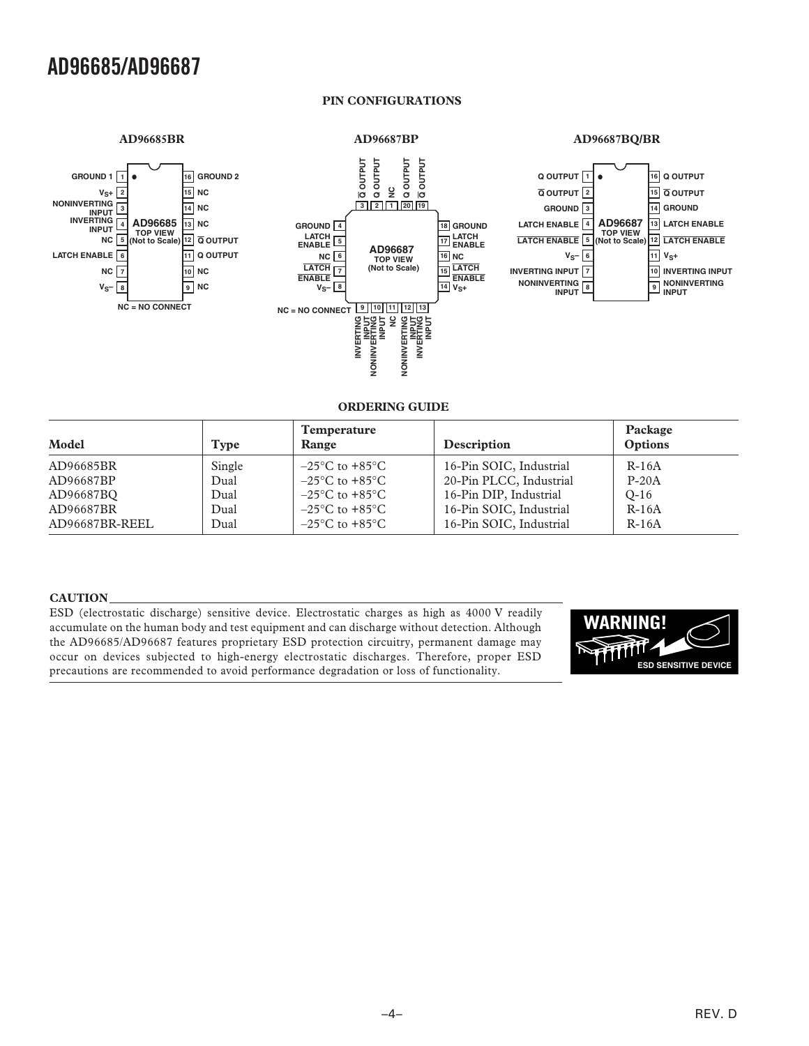## PIN CONFIGURATIONS

**AD96685BR**

| Pin | Name | Pin | Name |
|---|---|---|---|
| 1 | GROUND 1 | 16 | GROUND 2 |
| 2 | $V_S$+ | 15 | NC |
| 3 | NONINVERTING INPUT | 14 | NC |
| 4 | INVERTING INPUT | 13 | NC |
| 5 | NC | 12 | $\overline{Q}$ OUTPUT |
| 6 | LATCH ENABLE | 11 | Q OUTPUT |
| 7 | NC | 10 | NC |
| 8 | $V_S$– | 9 | NC |

NC = NO CONNECT

**AD96687BP**

| Pin | Name |
|---|---|
| 1 | NC |
| 2 | Q OUTPUT |
| 3 | $\overline{Q}$ OUTPUT |
| 4 | GROUND |
| 5 | LATCH ENABLE |
| 6 | NC |
| 7 | $\overline{\text{LATCH ENABLE}}$ |
| 8 | $V_S$– |
| 9 | INVERTING INPUT |
| 10 | NONINVERTING INPUT |
| 11 | NC |
| 12 | NONINVERTING INPUT |
| 13 | INVERTING INPUT |
| 14 | $V_S$+ |
| 15 | $\overline{\text{LATCH ENABLE}}$ |
| 16 | NC |
| 17 | LATCH ENABLE |
| 18 | GROUND |
| 19 | $\overline{Q}$ OUTPUT |
| 20 | Q OUTPUT |

NC = NO CONNECT

**AD96687BQ/BR**

| Pin | Name | Pin | Name |
|---|---|---|---|
| 1 | Q OUTPUT | 16 | Q OUTPUT |
| 2 | $\overline{Q}$ OUTPUT | 15 | $\overline{Q}$ OUTPUT |
| 3 | GROUND | 14 | GROUND |
| 4 | LATCH ENABLE | 13 | LATCH ENABLE |
| 5 | $\overline{\text{LATCH ENABLE}}$ | 12 | $\overline{\text{LATCH ENABLE}}$ |
| 6 | $V_S$– | 11 | $V_S$+ |
| 7 | INVERTING INPUT | 10 | INVERTING INPUT |
| 8 | NONINVERTING INPUT | 9 | NONINVERTING INPUT |

## ORDERING GUIDE

| Model | Type | Temperature Range | Description | Package Options |
|---|---|---|---|---|
| AD96685BR | Single | –25°C to +85°C | 16-Pin SOIC, Industrial | R-16A |
| AD96687BP | Dual | –25°C to +85°C | 20-Pin PLCC, Industrial | P-20A |
| AD96687BQ | Dual | –25°C to +85°C | 16-Pin DIP, Industrial | Q-16 |
| AD96687BR | Dual | –25°C to +85°C | 16-Pin SOIC, Industrial | R-16A |
| AD96687BR-REEL | Dual | –25°C to +85°C | 16-Pin SOIC, Industrial | R-16A |

**CAUTION**

ESD (electrostatic discharge) sensitive device. Electrostatic charges as high as 4000 V readily accumulate on the human body and test equipment and can discharge without detection. Although the AD96685/AD96687 features proprietary ESD protection circuitry, permanent damage may occur on devices subjected to high-energy electrostatic discharges. Therefore, proper ESD precautions are recommended to avoid performance degradation or loss of functionality.

WARNING! ESD SENSITIVE DEVICE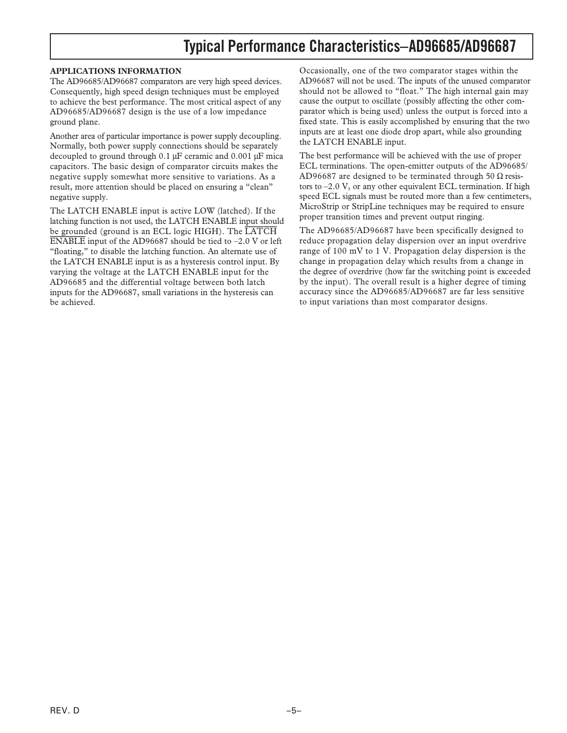## APPLICATIONS INFORMATION

The AD96685/AD96687 comparators are very high speed devices. Consequently, high speed design techniques must be employed to achieve the best performance. The most critical aspect of any AD96685/AD96687 design is the use of a low impedance ground plane.

Another area of particular importance is power supply decoupling. Normally, both power supply connections should be separately decoupled to ground through 0.1 μF ceramic and 0.001 μF mica capacitors. The basic design of comparator circuits makes the negative supply somewhat more sensitive to variations. As a result, more attention should be placed on ensuring a "clean" negative supply.

The LATCH ENABLE input is active LOW (latched). If the latching function is not used, the LATCH ENABLE input should be grounded (ground is an ECL logic HIGH). The $\overline{\text{LATCH ENABLE}}$ input of the AD96687 should be tied to –2.0 V or left "floating," to disable the latching function. An alternate use of the LATCH ENABLE input is as a hysteresis control input. By varying the voltage at the LATCH ENABLE input for the AD96685 and the differential voltage between both latch inputs for the AD96687, small variations in the hysteresis can be achieved.

Occasionally, one of the two comparator stages within the AD96687 will not be used. The inputs of the unused comparator should not be allowed to "float." The high internal gain may cause the output to oscillate (possibly affecting the other comparator which is being used) unless the output is forced into a fixed state. This is easily accomplished by ensuring that the two inputs are at least one diode drop apart, while also grounding the LATCH ENABLE input.

The best performance will be achieved with the use of proper ECL terminations. The open-emitter outputs of the AD96685/AD96687 are designed to be terminated through 50 Ω resistors to –2.0 V, or any other equivalent ECL termination. If high speed ECL signals must be routed more than a few centimeters, MicroStrip or StripLine techniques may be required to ensure proper transition times and prevent output ringing.

The AD96685/AD96687 have been specifically designed to reduce propagation delay dispersion over an input overdrive range of 100 mV to 1 V. Propagation delay dispersion is the change in propagation delay which results from a change in the degree of overdrive (how far the switching point is exceeded by the input). The overall result is a higher degree of timing accuracy since the AD96685/AD96687 are far less sensitive to input variations than most comparator designs.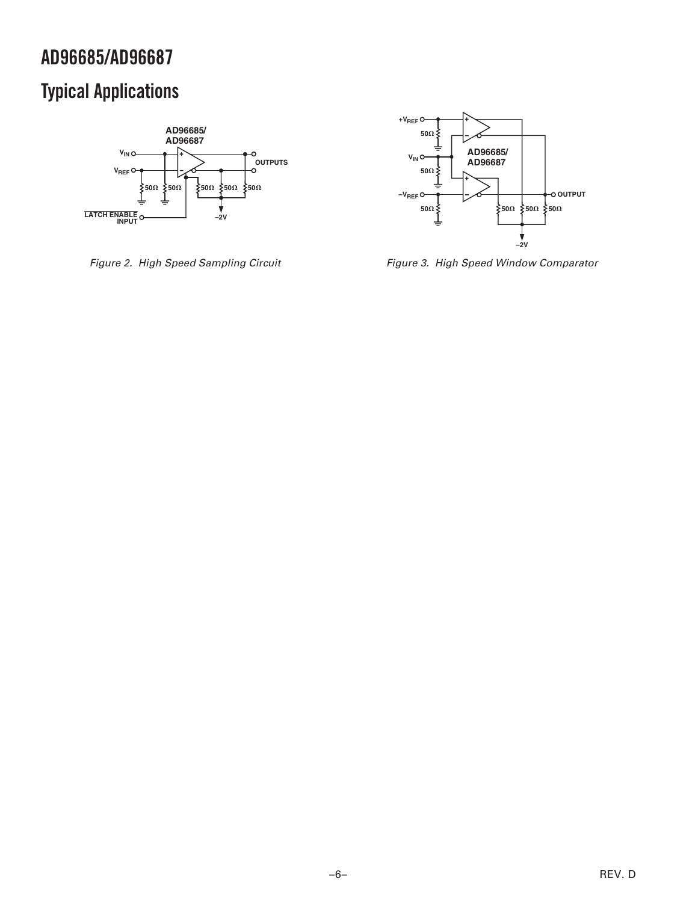## Typical Applications

*Figure 2. High Speed Sampling Circuit*

*Figure 3. High Speed Window Comparator*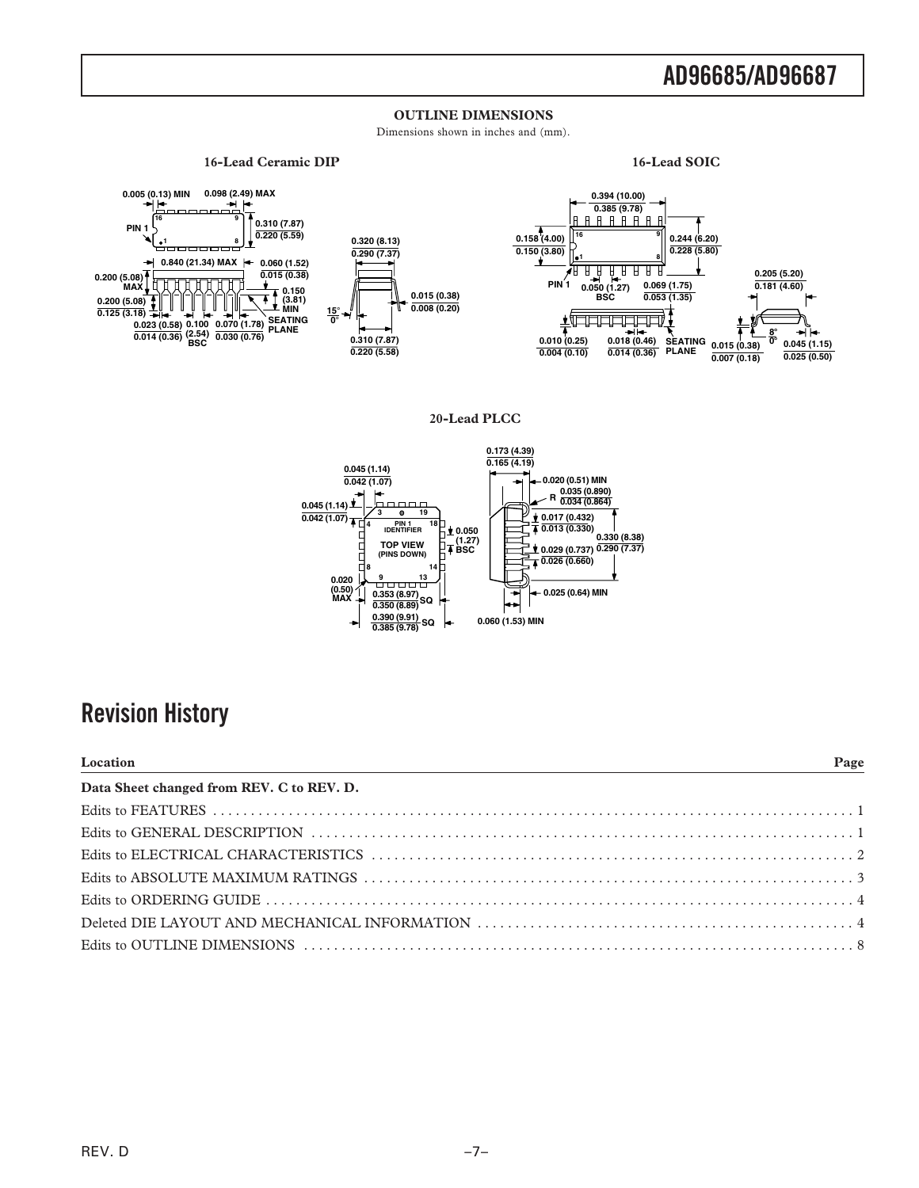## OUTLINE DIMENSIONS

Dimensions shown in inches and (mm).

### 16-Lead Ceramic DIP

0.005 (0.13) MIN
0.098 (2.49) MAX
PIN 1
16
9
1
8
0.310 (7.87)
0.220 (5.59)
0.840 (21.34) MAX
0.060 (1.52)
0.015 (0.38)
0.200 (5.08) MAX
0.150 (3.81) MIN
0.200 (5.08)
0.125 (3.18)
0.023 (0.58)
0.014 (0.36)
0.100 (2.54) BSC
0.070 (1.78)
0.030 (0.76)
SEATING PLANE
0.320 (8.13)
0.290 (7.37)
15°
0°
0.015 (0.38)
0.008 (0.20)
0.310 (7.87)
0.220 (5.58)

### 16-Lead SOIC

0.394 (10.00)
0.385 (9.78)
0.158 (4.00)
0.150 (3.80)
16
9
1
8
0.244 (6.20)
0.228 (5.80)
PIN 1
0.050 (1.27) BSC
0.069 (1.75)
0.053 (1.35)
0.205 (5.20)
0.181 (4.60)
0.010 (0.25)
0.004 (0.10)
0.018 (0.46)
0.014 (0.36)
SEATING PLANE
8°
0°
0.015 (0.38)
0.007 (0.18)
0.045 (1.15)
0.025 (0.50)

### 20-Lead PLCC

0.045 (1.14)
0.042 (1.07)
0.045 (1.14)
0.042 (1.07)
3
19
4
18
PIN 1 IDENTIFIER
TOP VIEW (PINS DOWN)
8
14
9
13
0.050 (1.27) BSC
0.020 (0.50) MAX
0.353 (8.97)
0.350 (8.89) SQ
0.390 (9.91)
0.385 (9.78) SQ
0.173 (4.39)
0.165 (4.19)
0.020 (0.51) MIN
R 0.035 (0.890)
0.034 (0.864)
0.017 (0.432)
0.013 (0.330)
0.330 (8.38)
0.290 (7.37)
0.029 (0.737)
0.026 (0.660)
0.025 (0.64) MIN
0.060 (1.53) MIN

# Revision History

| Location | Page |
|---|---|
| **Data Sheet changed from REV. C to REV. D.** | |
| Edits to FEATURES | 1 |
| Edits to GENERAL DESCRIPTION | 1 |
| Edits to ELECTRICAL CHARACTERISTICS | 2 |
| Edits to ABSOLUTE MAXIMUM RATINGS | 3 |
| Edits to ORDERING GUIDE | 4 |
| Deleted DIE LAYOUT AND MECHANICAL INFORMATION | 4 |
| Edits to OUTLINE DIMENSIONS | 8 |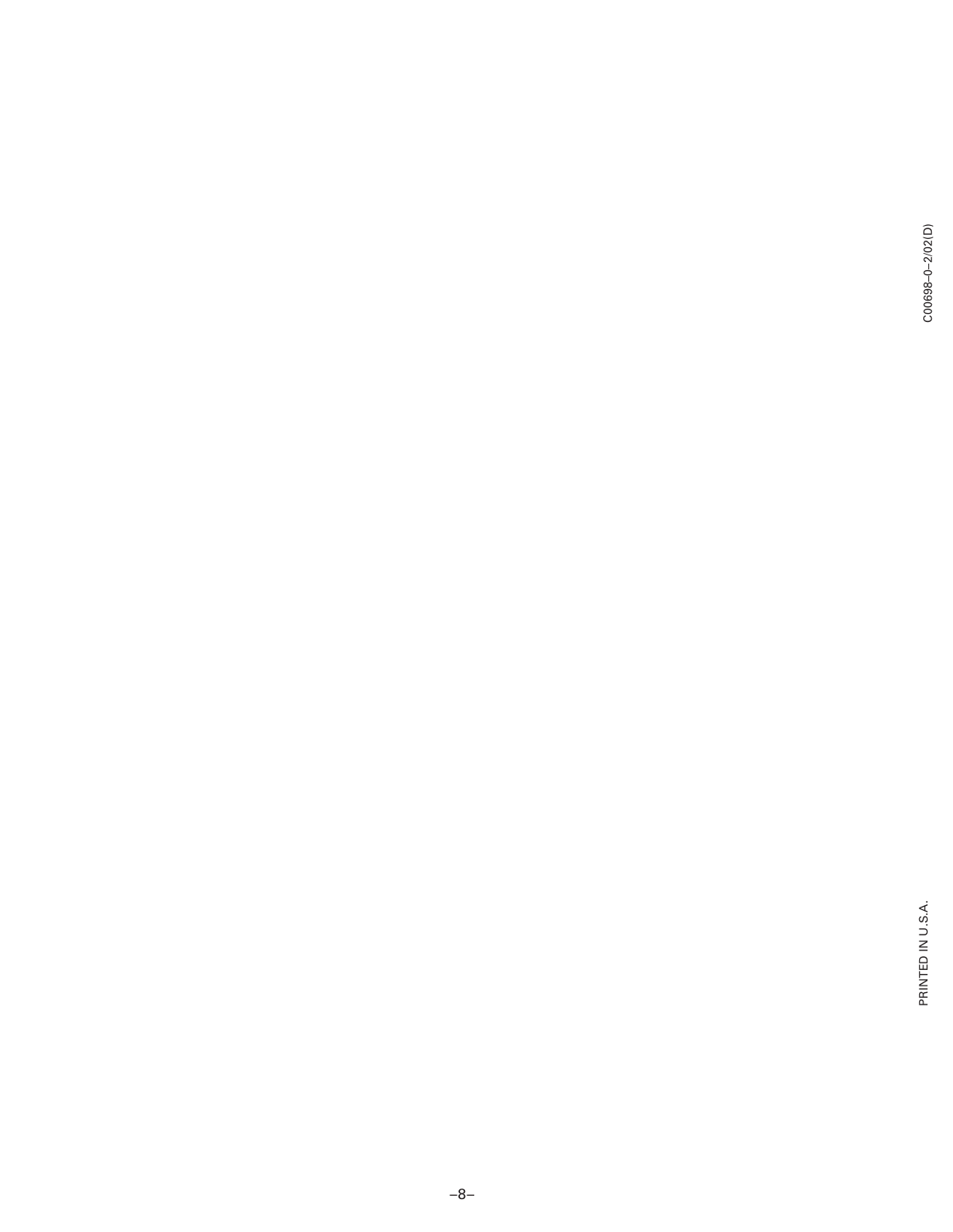C00698–0–2/02(D)

PRINTED IN U.S.A.